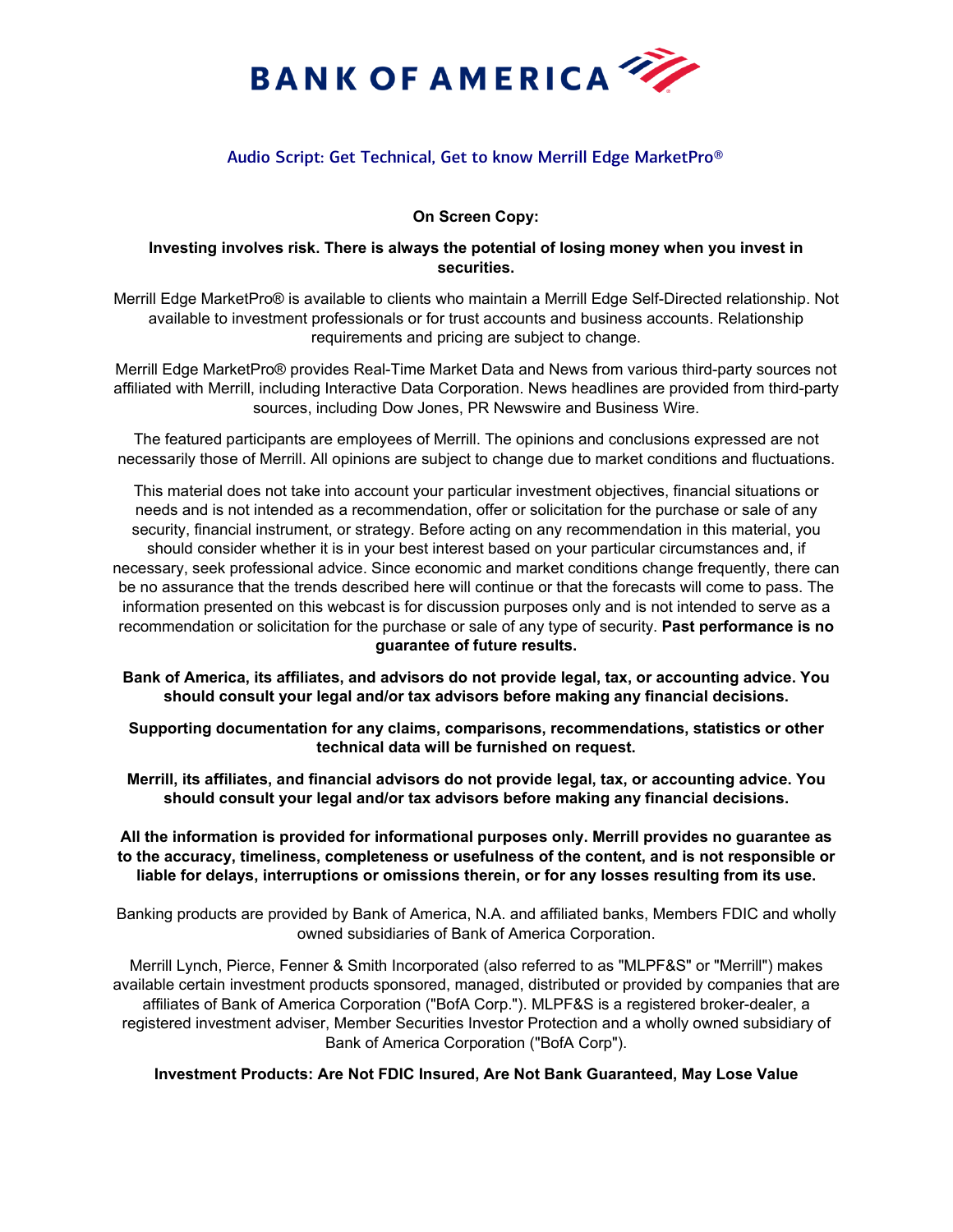BANK OF AMERICA

# Audio Script: Get Technical, Get to know Merrill Edge MarketPro®

**On Screen Copy:**

**Investing involves risk. There is always the potential of losing money when you invest in securities.**

Merrill Edge MarketPro® is available to clients who maintain a Merrill Edge Self-Directed relationship. Not available to investment professionals or for trust accounts and business accounts. Relationship requirements and pricing are subject to change.

Merrill Edge MarketPro® provides Real-Time Market Data and News from various third-party sources not affiliated with Merrill, including Interactive Data Corporation. News headlines are provided from third-party sources, including Dow Jones, PR Newswire and Business Wire.

The featured participants are employees of Merrill. The opinions and conclusions expressed are not necessarily those of Merrill. All opinions are subject to change due to market conditions and fluctuations.

This material does not take into account your particular investment objectives, financial situations or needs and is not intended as a recommendation, offer or solicitation for the purchase or sale of any security, financial instrument, or strategy. Before acting on any recommendation in this material, you should consider whether it is in your best interest based on your particular circumstances and, if necessary, seek professional advice. Since economic and market conditions change frequently, there can be no assurance that the trends described here will continue or that the forecasts will come to pass. The information presented on this webcast is for discussion purposes only and is not intended to serve as a recommendation or solicitation for the purchase or sale of any type of security. **Past performance is no guarantee of future results.**

**Bank of America, its affiliates, and advisors do not provide legal, tax, or accounting advice. You should consult your legal and/or tax advisors before making any financial decisions.**

**Supporting documentation for any claims, comparisons, recommendations, statistics or other technical data will be furnished on request.**

**Merrill, its affiliates, and financial advisors do not provide legal, tax, or accounting advice. You should consult your legal and/or tax advisors before making any financial decisions.**

**All the information is provided for informational purposes only. Merrill provides no guarantee as to the accuracy, timeliness, completeness or usefulness of the content, and is not responsible or liable for delays, interruptions or omissions therein, or for any losses resulting from its use.**

Banking products are provided by Bank of America, N.A. and affiliated banks, Members FDIC and wholly owned subsidiaries of Bank of America Corporation.

Merrill Lynch, Pierce, Fenner & Smith Incorporated (also referred to as "MLPF&S" or "Merrill") makes available certain investment products sponsored, managed, distributed or provided by companies that are affiliates of Bank of America Corporation ("BofA Corp."). MLPF&S is a registered broker-dealer, a registered investment adviser, Member Securities Investor Protection and a wholly owned subsidiary of Bank of America Corporation ("BofA Corp").

**Investment Products: Are Not FDIC Insured, Are Not Bank Guaranteed, May Lose Value**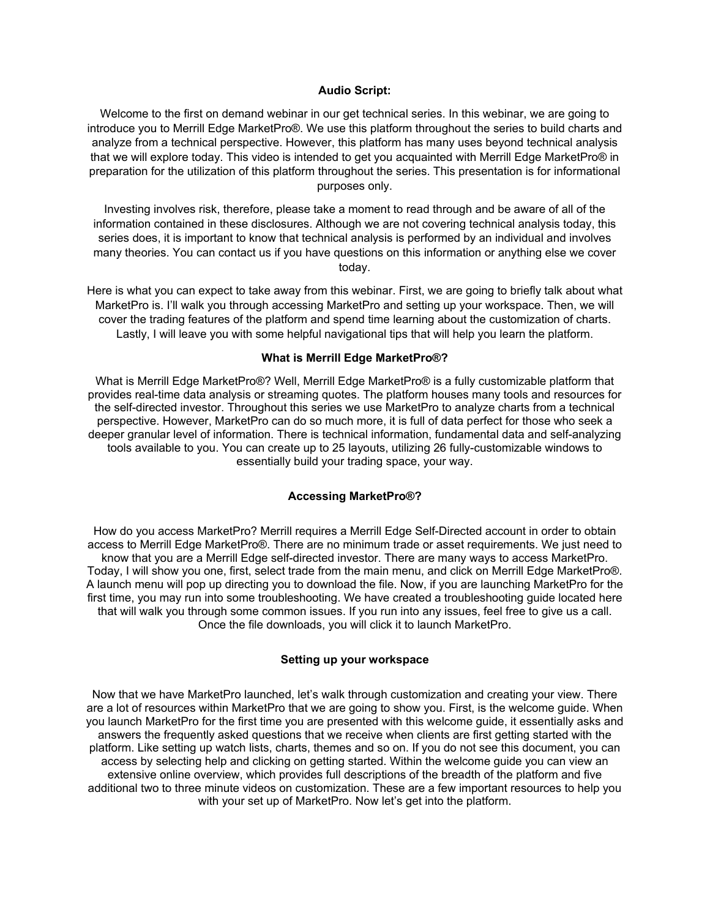**Audio Script:**

Welcome to the first on demand webinar in our get technical series. In this webinar, we are going to introduce you to Merrill Edge MarketPro®. We use this platform throughout the series to build charts and analyze from a technical perspective. However, this platform has many uses beyond technical analysis that we will explore today. This video is intended to get you acquainted with Merrill Edge MarketPro® in preparation for the utilization of this platform throughout the series. This presentation is for informational purposes only.

Investing involves risk, therefore, please take a moment to read through and be aware of all of the information contained in these disclosures. Although we are not covering technical analysis today, this series does, it is important to know that technical analysis is performed by an individual and involves many theories. You can contact us if you have questions on this information or anything else we cover today.

Here is what you can expect to take away from this webinar. First, we are going to briefly talk about what MarketPro is. I'll walk you through accessing MarketPro and setting up your workspace. Then, we will cover the trading features of the platform and spend time learning about the customization of charts. Lastly, I will leave you with some helpful navigational tips that will help you learn the platform.

**What is Merrill Edge MarketPro®?**

What is Merrill Edge MarketPro®? Well, Merrill Edge MarketPro® is a fully customizable platform that provides real-time data analysis or streaming quotes. The platform houses many tools and resources for the self-directed investor. Throughout this series we use MarketPro to analyze charts from a technical perspective. However, MarketPro can do so much more, it is full of data perfect for those who seek a deeper granular level of information. There is technical information, fundamental data and self-analyzing tools available to you. You can create up to 25 layouts, utilizing 26 fully-customizable windows to essentially build your trading space, your way.

**Accessing MarketPro®?**

How do you access MarketPro? Merrill requires a Merrill Edge Self-Directed account in order to obtain access to Merrill Edge MarketPro®. There are no minimum trade or asset requirements. We just need to know that you are a Merrill Edge self-directed investor. There are many ways to access MarketPro. Today, I will show you one, first, select trade from the main menu, and click on Merrill Edge MarketPro®. A launch menu will pop up directing you to download the file. Now, if you are launching MarketPro for the first time, you may run into some troubleshooting. We have created a troubleshooting guide located here that will walk you through some common issues. If you run into any issues, feel free to give us a call. Once the file downloads, you will click it to launch MarketPro.

**Setting up your workspace**

Now that we have MarketPro launched, let's walk through customization and creating your view. There are a lot of resources within MarketPro that we are going to show you. First, is the welcome guide. When you launch MarketPro for the first time you are presented with this welcome guide, it essentially asks and answers the frequently asked questions that we receive when clients are first getting started with the platform. Like setting up watch lists, charts, themes and so on. If you do not see this document, you can access by selecting help and clicking on getting started. Within the welcome guide you can view an extensive online overview, which provides full descriptions of the breadth of the platform and five additional two to three minute videos on customization. These are a few important resources to help you with your set up of MarketPro. Now let's get into the platform.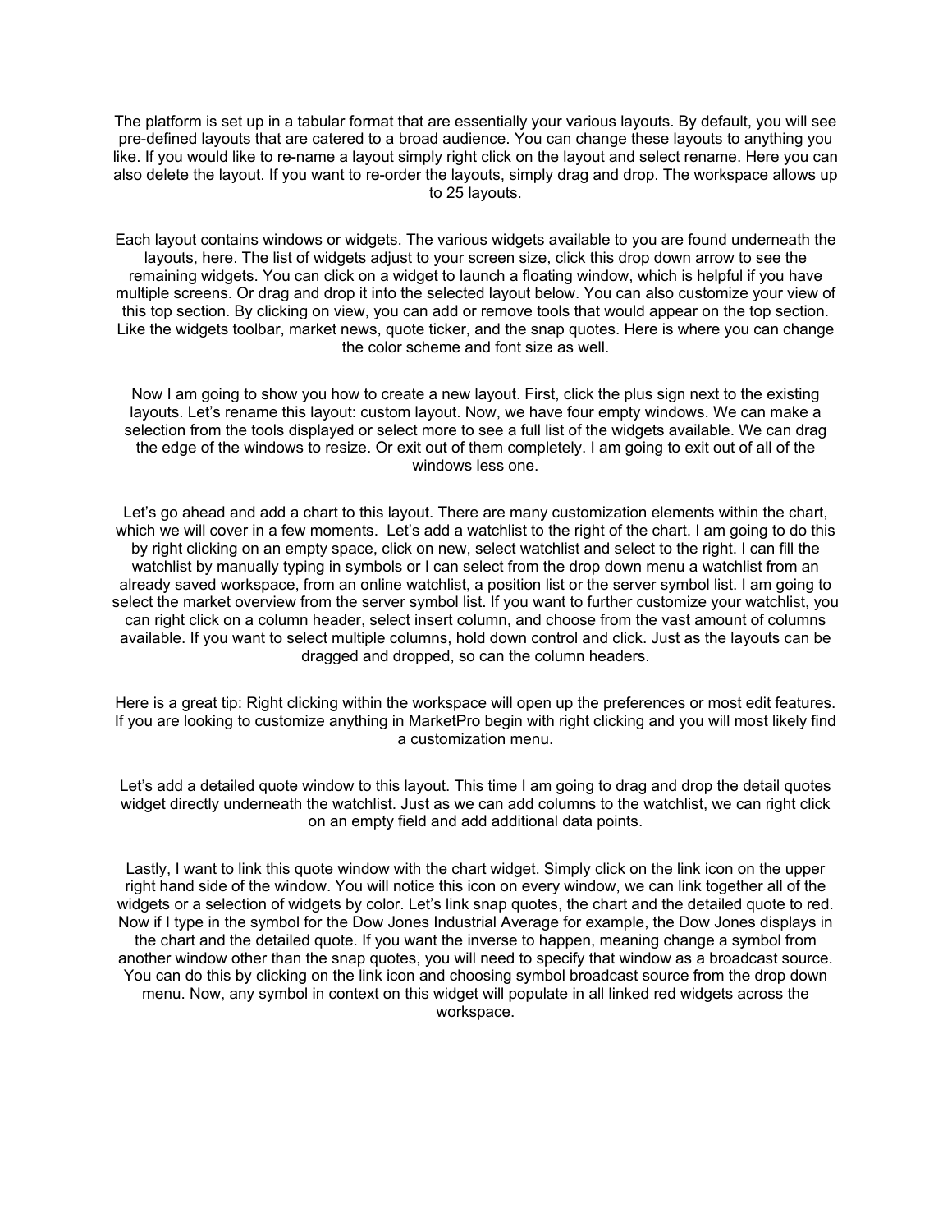The platform is set up in a tabular format that are essentially your various layouts. By default, you will see pre-defined layouts that are catered to a broad audience. You can change these layouts to anything you like. If you would like to re-name a layout simply right click on the layout and select rename. Here you can also delete the layout. If you want to re-order the layouts, simply drag and drop. The workspace allows up to 25 layouts.

Each layout contains windows or widgets. The various widgets available to you are found underneath the layouts, here. The list of widgets adjust to your screen size, click this drop down arrow to see the remaining widgets. You can click on a widget to launch a floating window, which is helpful if you have multiple screens. Or drag and drop it into the selected layout below. You can also customize your view of this top section. By clicking on view, you can add or remove tools that would appear on the top section. Like the widgets toolbar, market news, quote ticker, and the snap quotes. Here is where you can change the color scheme and font size as well.

Now I am going to show you how to create a new layout. First, click the plus sign next to the existing layouts. Let's rename this layout: custom layout. Now, we have four empty windows. We can make a selection from the tools displayed or select more to see a full list of the widgets available. We can drag the edge of the windows to resize. Or exit out of them completely. I am going to exit out of all of the windows less one.

Let's go ahead and add a chart to this layout. There are many customization elements within the chart, which we will cover in a few moments. Let's add a watchlist to the right of the chart. I am going to do this by right clicking on an empty space, click on new, select watchlist and select to the right. I can fill the watchlist by manually typing in symbols or I can select from the drop down menu a watchlist from an already saved workspace, from an online watchlist, a position list or the server symbol list. I am going to select the market overview from the server symbol list. If you want to further customize your watchlist, you can right click on a column header, select insert column, and choose from the vast amount of columns available. If you want to select multiple columns, hold down control and click. Just as the layouts can be dragged and dropped, so can the column headers.

Here is a great tip: Right clicking within the workspace will open up the preferences or most edit features. If you are looking to customize anything in MarketPro begin with right clicking and you will most likely find a customization menu.

Let's add a detailed quote window to this layout. This time I am going to drag and drop the detail quotes widget directly underneath the watchlist. Just as we can add columns to the watchlist, we can right click on an empty field and add additional data points.

Lastly, I want to link this quote window with the chart widget. Simply click on the link icon on the upper right hand side of the window. You will notice this icon on every window, we can link together all of the widgets or a selection of widgets by color. Let's link snap quotes, the chart and the detailed quote to red. Now if I type in the symbol for the Dow Jones Industrial Average for example, the Dow Jones displays in the chart and the detailed quote. If you want the inverse to happen, meaning change a symbol from another window other than the snap quotes, you will need to specify that window as a broadcast source. You can do this by clicking on the link icon and choosing symbol broadcast source from the drop down menu. Now, any symbol in context on this widget will populate in all linked red widgets across the workspace.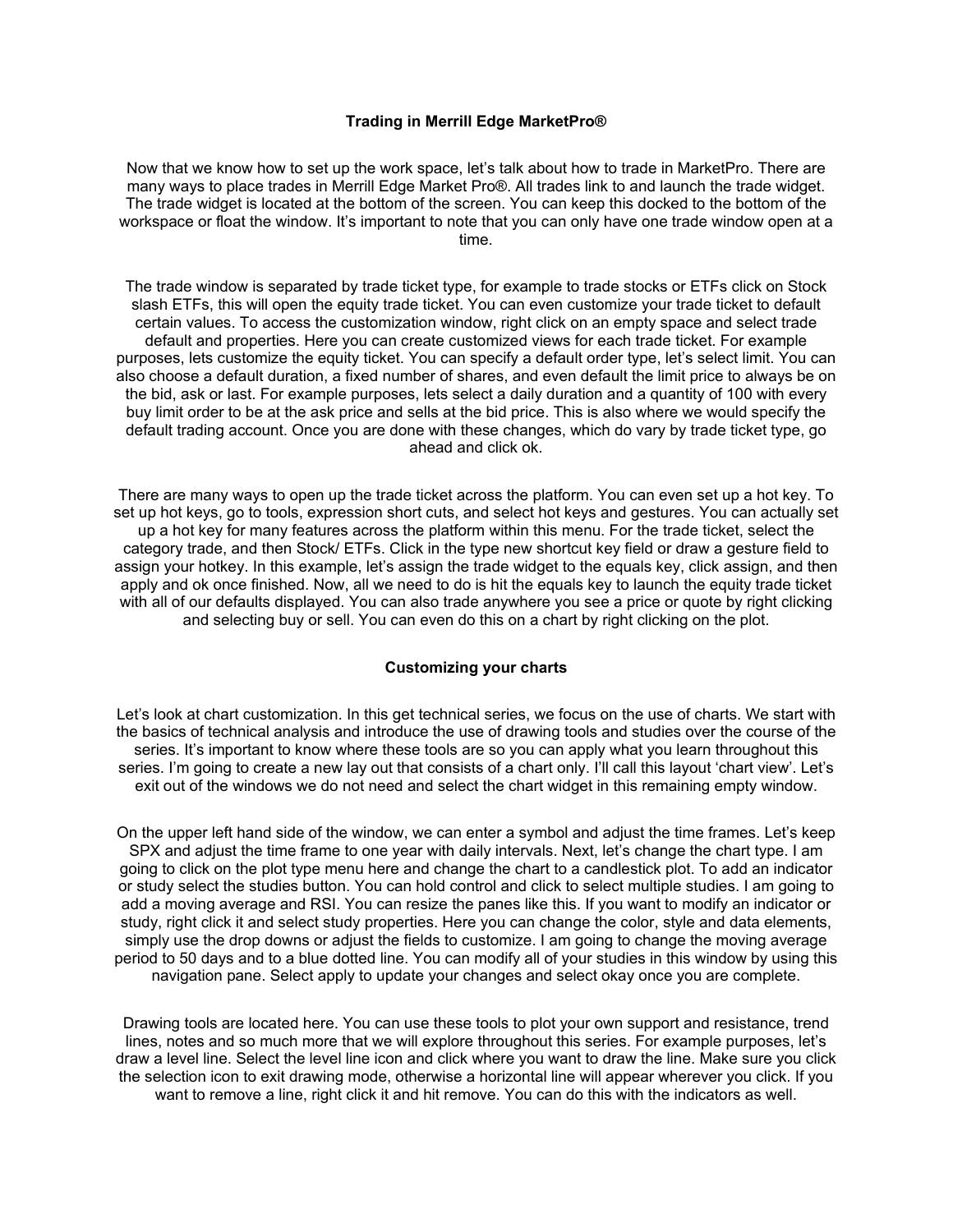## Trading in Merrill Edge MarketPro®

Now that we know how to set up the work space, let's talk about how to trade in MarketPro. There are many ways to place trades in Merrill Edge Market Pro®. All trades link to and launch the trade widget. The trade widget is located at the bottom of the screen. You can keep this docked to the bottom of the workspace or float the window. It's important to note that you can only have one trade window open at a time.

The trade window is separated by trade ticket type, for example to trade stocks or ETFs click on Stock slash ETFs, this will open the equity trade ticket. You can even customize your trade ticket to default certain values. To access the customization window, right click on an empty space and select trade default and properties. Here you can create customized views for each trade ticket. For example purposes, lets customize the equity ticket. You can specify a default order type, let's select limit. You can also choose a default duration, a fixed number of shares, and even default the limit price to always be on the bid, ask or last. For example purposes, lets select a daily duration and a quantity of 100 with every buy limit order to be at the ask price and sells at the bid price. This is also where we would specify the default trading account. Once you are done with these changes, which do vary by trade ticket type, go ahead and click ok.

There are many ways to open up the trade ticket across the platform. You can even set up a hot key. To set up hot keys, go to tools, expression short cuts, and select hot keys and gestures. You can actually set up a hot key for many features across the platform within this menu. For the trade ticket, select the category trade, and then Stock/ ETFs. Click in the type new shortcut key field or draw a gesture field to assign your hotkey. In this example, let's assign the trade widget to the equals key, click assign, and then apply and ok once finished. Now, all we need to do is hit the equals key to launch the equity trade ticket with all of our defaults displayed. You can also trade anywhere you see a price or quote by right clicking and selecting buy or sell. You can even do this on a chart by right clicking on the plot.

## Customizing your charts

Let's look at chart customization. In this get technical series, we focus on the use of charts. We start with the basics of technical analysis and introduce the use of drawing tools and studies over the course of the series. It's important to know where these tools are so you can apply what you learn throughout this series. I'm going to create a new lay out that consists of a chart only. I'll call this layout 'chart view'. Let's exit out of the windows we do not need and select the chart widget in this remaining empty window.

On the upper left hand side of the window, we can enter a symbol and adjust the time frames. Let's keep SPX and adjust the time frame to one year with daily intervals. Next, let's change the chart type. I am going to click on the plot type menu here and change the chart to a candlestick plot. To add an indicator or study select the studies button. You can hold control and click to select multiple studies. I am going to add a moving average and RSI. You can resize the panes like this. If you want to modify an indicator or study, right click it and select study properties. Here you can change the color, style and data elements, simply use the drop downs or adjust the fields to customize. I am going to change the moving average period to 50 days and to a blue dotted line. You can modify all of your studies in this window by using this navigation pane. Select apply to update your changes and select okay once you are complete.

Drawing tools are located here. You can use these tools to plot your own support and resistance, trend lines, notes and so much more that we will explore throughout this series. For example purposes, let's draw a level line. Select the level line icon and click where you want to draw the line. Make sure you click the selection icon to exit drawing mode, otherwise a horizontal line will appear wherever you click. If you want to remove a line, right click it and hit remove. You can do this with the indicators as well.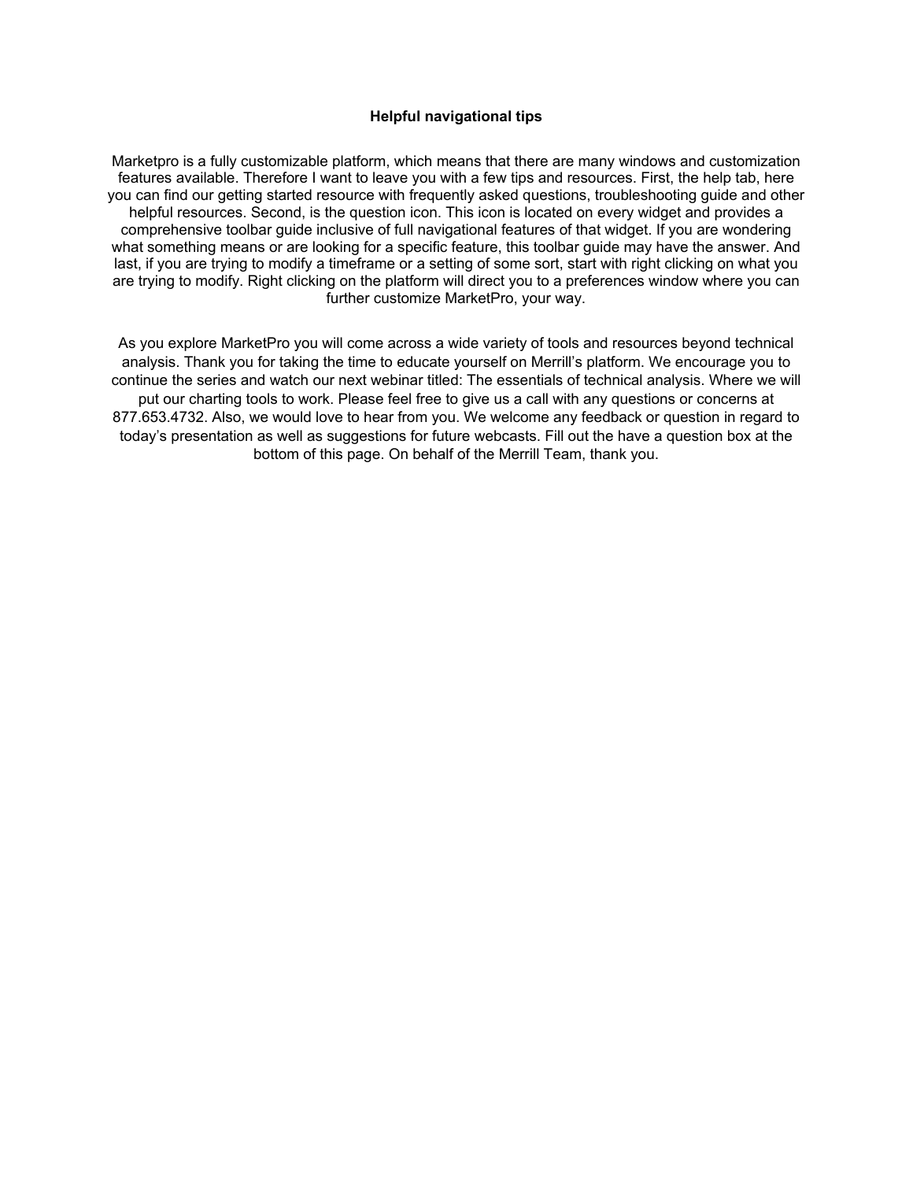**Helpful navigational tips**

Marketpro is a fully customizable platform, which means that there are many windows and customization features available. Therefore I want to leave you with a few tips and resources. First, the help tab, here you can find our getting started resource with frequently asked questions, troubleshooting guide and other helpful resources. Second, is the question icon. This icon is located on every widget and provides a comprehensive toolbar guide inclusive of full navigational features of that widget. If you are wondering what something means or are looking for a specific feature, this toolbar guide may have the answer. And last, if you are trying to modify a timeframe or a setting of some sort, start with right clicking on what you are trying to modify. Right clicking on the platform will direct you to a preferences window where you can further customize MarketPro, your way.

As you explore MarketPro you will come across a wide variety of tools and resources beyond technical analysis. Thank you for taking the time to educate yourself on Merrill's platform. We encourage you to continue the series and watch our next webinar titled: The essentials of technical analysis. Where we will put our charting tools to work. Please feel free to give us a call with any questions or concerns at 877.653.4732. Also, we would love to hear from you. We welcome any feedback or question in regard to today's presentation as well as suggestions for future webcasts. Fill out the have a question box at the bottom of this page. On behalf of the Merrill Team, thank you.